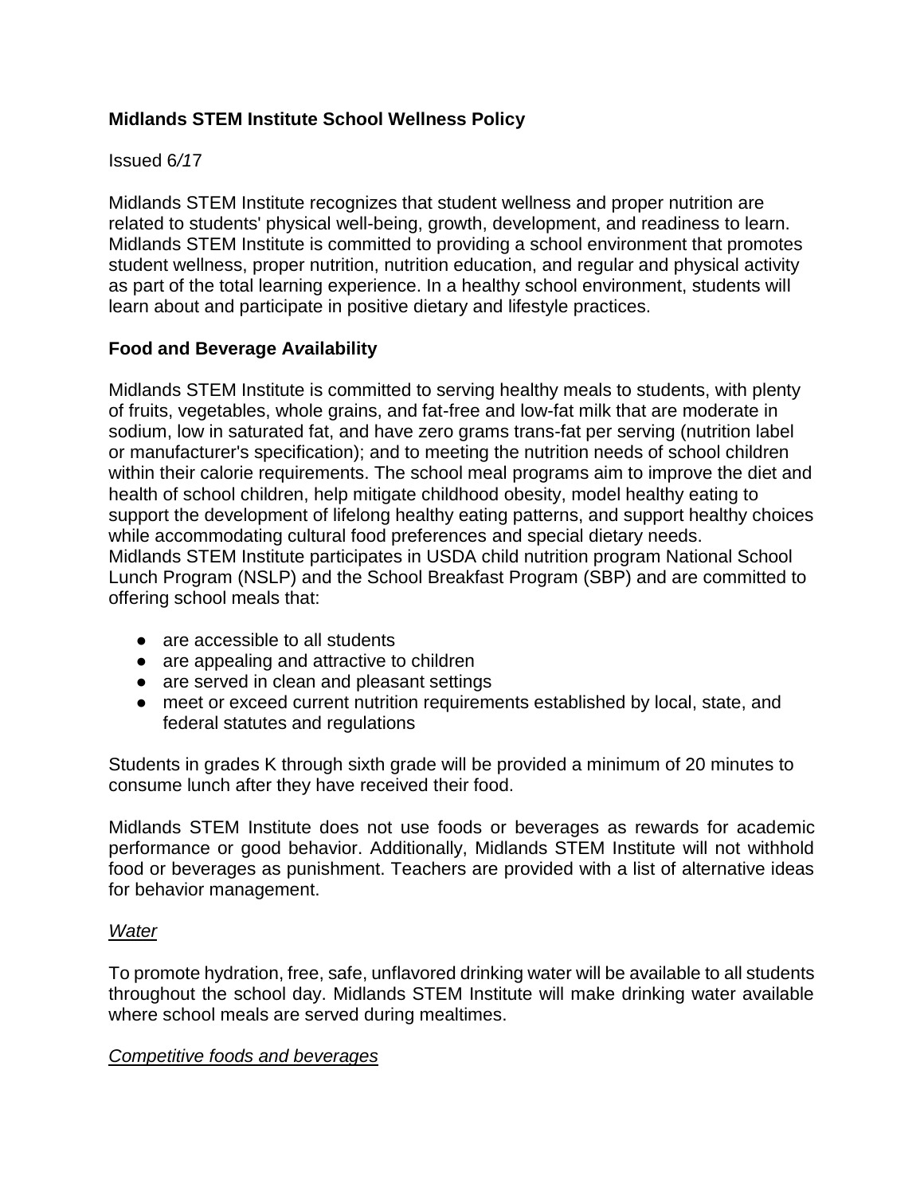# Midlands STEM Institute School Wellness Policy

Issued 6/17

Midlands STEM Institute recognizes that student wellness and proper nutrition are related to students' physical well-being, growth, development, and readiness to learn. Midlands STEM Institute is committed to providing a school environment that promotes student wellness, proper nutrition, nutrition education, and regular and physical activity as part of the total learning experience. In a healthy school environment, students will learn about and participate in positive dietary and lifestyle practices.

## Food and Beverage Availability

Midlands STEM Institute is committed to serving healthy meals to students, with plenty of fruits, vegetables, whole grains, and fat-free and low-fat milk that are moderate in sodium, low in saturated fat, and have zero grams trans-fat per serving (nutrition label or manufacturer's specification); and to meeting the nutrition needs of school children within their calorie requirements. The school meal programs aim to improve the diet and health of school children, help mitigate childhood obesity, model healthy eating to support the development of lifelong healthy eating patterns, and support healthy choices while accommodating cultural food preferences and special dietary needs.
Midlands STEM Institute participates in USDA child nutrition program National School Lunch Program (NSLP) and the School Breakfast Program (SBP) and are committed to offering school meals that:

- are accessible to all students
- are appealing and attractive to children
- are served in clean and pleasant settings
- meet or exceed current nutrition requirements established by local, state, and federal statutes and regulations

Students in grades K through sixth grade will be provided a minimum of 20 minutes to consume lunch after they have received their food.

Midlands STEM Institute does not use foods or beverages as rewards for academic performance or good behavior. Additionally, Midlands STEM Institute will not withhold food or beverages as punishment. Teachers are provided with a list of alternative ideas for behavior management.

### *Water*

To promote hydration, free, safe, unflavored drinking water will be available to all students throughout the school day. Midlands STEM Institute will make drinking water available where school meals are served during mealtimes.

### *Competitive foods and beverages*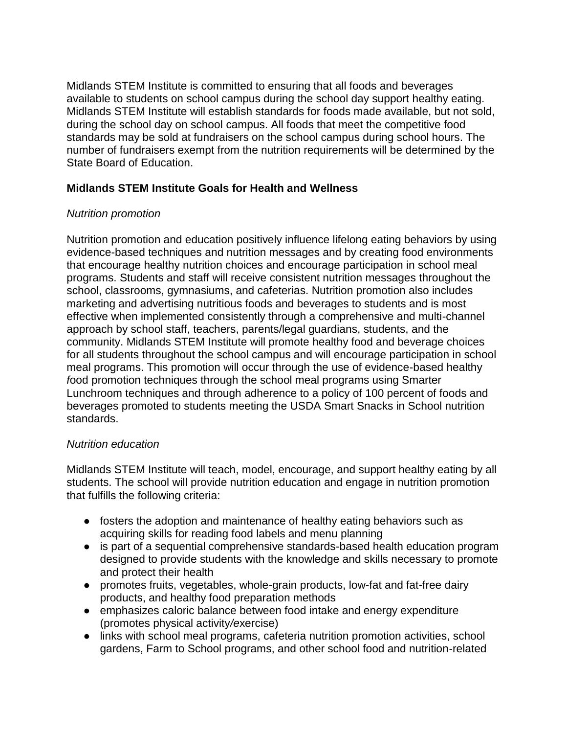Midlands STEM Institute is committed to ensuring that all foods and beverages available to students on school campus during the school day support healthy eating. Midlands STEM Institute will establish standards for foods made available, but not sold, during the school day on school campus. All foods that meet the competitive food standards may be sold at fundraisers on the school campus during school hours. The number of fundraisers exempt from the nutrition requirements will be determined by the State Board of Education.

**Midlands STEM Institute Goals for Health and Wellness**

*Nutrition promotion*

Nutrition promotion and education positively influence lifelong eating behaviors by using evidence-based techniques and nutrition messages and by creating food environments that encourage healthy nutrition choices and encourage participation in school meal programs. Students and staff will receive consistent nutrition messages throughout the school, classrooms, gymnasiums, and cafeterias. Nutrition promotion also includes marketing and advertising nutritious foods and beverages to students and is most effective when implemented consistently through a comprehensive and multi-channel approach by school staff, teachers, parents/legal guardians, students, and the community. Midlands STEM Institute will promote healthy food and beverage choices for all students throughout the school campus and will encourage participation in school meal programs. This promotion will occur through the use of evidence-based healthy food promotion techniques through the school meal programs using Smarter Lunchroom techniques and through adherence to a policy of 100 percent of foods and beverages promoted to students meeting the USDA Smart Snacks in School nutrition standards.

*Nutrition education*

Midlands STEM Institute will teach, model, encourage, and support healthy eating by all students. The school will provide nutrition education and engage in nutrition promotion that fulfills the following criteria:

- fosters the adoption and maintenance of healthy eating behaviors such as acquiring skills for reading food labels and menu planning
- is part of a sequential comprehensive standards-based health education program designed to provide students with the knowledge and skills necessary to promote and protect their health
- promotes fruits, vegetables, whole-grain products, low-fat and fat-free dairy products, and healthy food preparation methods
- emphasizes caloric balance between food intake and energy expenditure (promotes physical activity/exercise)
- links with school meal programs, cafeteria nutrition promotion activities, school gardens, Farm to School programs, and other school food and nutrition-related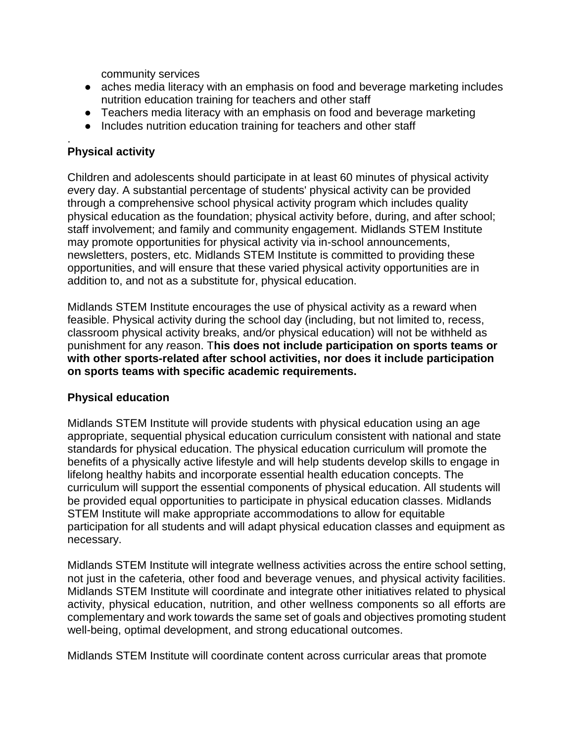community services

- aches media literacy with an emphasis on food and beverage marketing includes nutrition education training for teachers and other staff
- Teachers media literacy with an emphasis on food and beverage marketing
- Includes nutrition education training for teachers and other staff

.

**Physical activity**

Children and adolescents should participate in at least 60 minutes of physical activity *e*very day. A substantial percentage of students' physical activity can be provided through a comprehensive school physical activity program which includes quality physical education as the foundation; physical activity before, during, and after school; staff involvement; and family and community engagement. Midlands STEM Institute may promote opportunities for physical activity via in-school announcements, newsletters, posters, etc. Midlands STEM Institute is committed to providing these opportunities, and will ensure that these varied physical activity opportunities are in addition to, and not as a substitute for, physical education.

Midlands STEM Institute encourages the use of physical activity as a reward when feasible. Physical activity during the school day (including, but not limited to, recess, classroom physical activity breaks, and*/*or physical education) will not be withheld as punishment for any *r*eason. T**his does not include participation on sports teams or with other sports-related after school activities, nor does it include participation on sports teams with specific academic requirements.**

**Physical education**

Midlands STEM Institute will provide students with physical education using an age appropriate, sequential physical education curriculum consistent with national and state standards for physical education. The physical education curriculum will promote the benefits of a physically active lifestyle and will help students develop skills to engage in lifelong healthy habits and incorporate essential health education concepts. The curriculum will support the essential components of physical education. All students will be provided equal opportunities to participate in physical education classes. Midlands STEM Institute will make appropriate accommodations to allow for equitable participation for all students and will adapt physical education classes and equipment as necessary.

Midlands STEM Institute will integrate wellness activities across the entire school setting, not just in the cafeteria, other food and beverage venues, and physical activity facilities. Midlands STEM Institute will coordinate and integrate other initiatives related to physical activity, physical education, nutrition, and other wellness components so all efforts are complementary and work to*w*ards the same set of goals and objectives promoting student well-being, optimal development, and strong educational outcomes.

Midlands STEM Institute will coordinate content across curricular areas that promote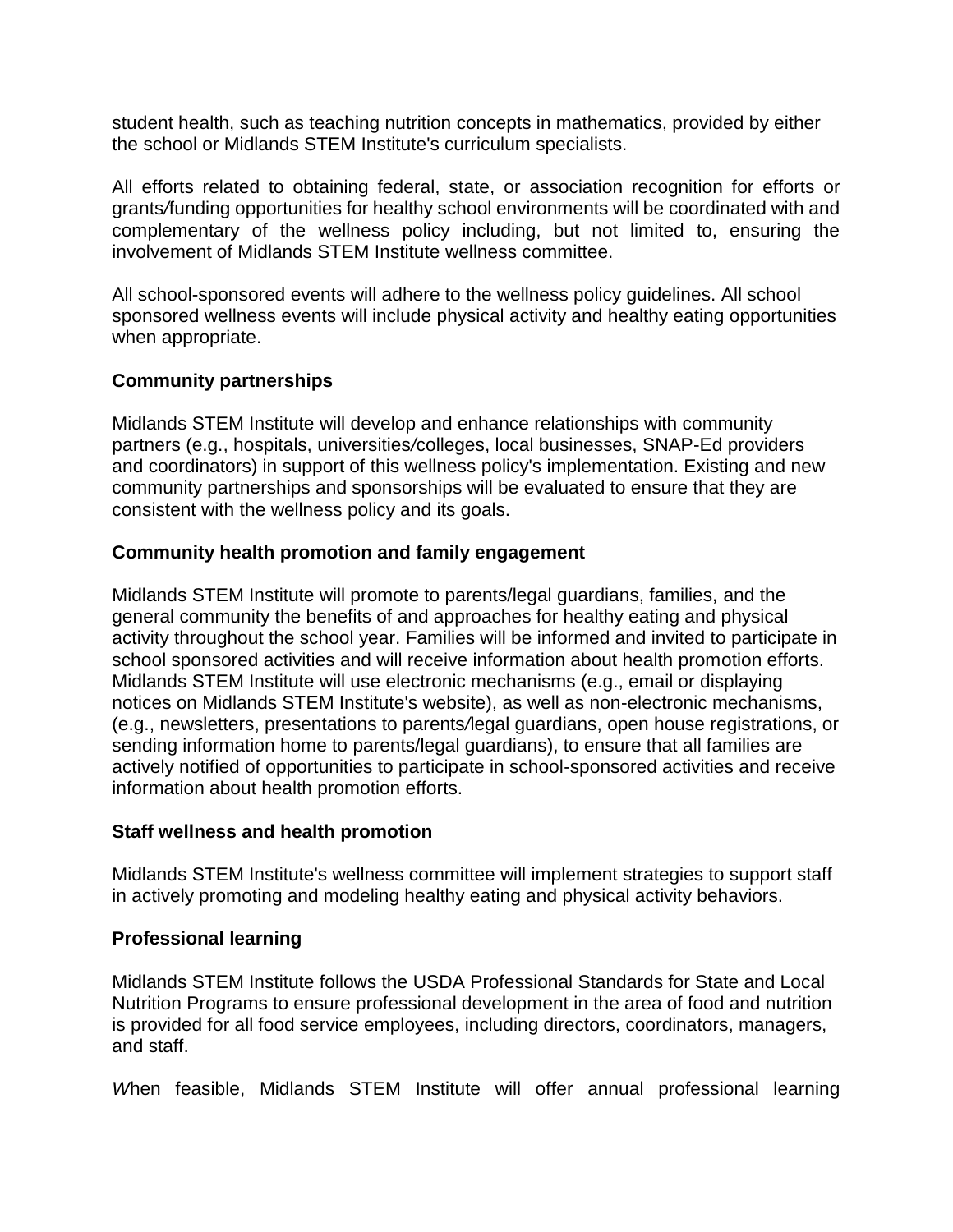student health, such as teaching nutrition concepts in mathematics, provided by either the school or Midlands STEM Institute's curriculum specialists.

All efforts related to obtaining federal, state, or association recognition for efforts or grants/funding opportunities for healthy school environments will be coordinated with and complementary of the wellness policy including, but not limited to, ensuring the involvement of Midlands STEM Institute wellness committee.

All school-sponsored events will adhere to the wellness policy guidelines. All school sponsored wellness events will include physical activity and healthy eating opportunities when appropriate.

**Community partnerships**

Midlands STEM Institute will develop and enhance relationships with community partners (e.g., hospitals, universities/colleges, local businesses, SNAP-Ed providers and coordinators) in support of this wellness policy's implementation. Existing and new community partnerships and sponsorships will be evaluated to ensure that they are consistent with the wellness policy and its goals.

**Community health promotion and family engagement**

Midlands STEM Institute will promote to parents/legal guardians, families, and the general community the benefits of and approaches for healthy eating and physical activity throughout the school year. Families will be informed and invited to participate in school sponsored activities and will receive information about health promotion efforts. Midlands STEM Institute will use electronic mechanisms (e.g., email or displaying notices on Midlands STEM Institute's website), as well as non-electronic mechanisms, (e.g., newsletters, presentations to parents/legal guardians, open house registrations, or sending information home to parents/legal guardians), to ensure that all families are actively notified of opportunities to participate in school-sponsored activities and receive information about health promotion efforts.

**Staff wellness and health promotion**

Midlands STEM Institute's wellness committee will implement strategies to support staff in actively promoting and modeling healthy eating and physical activity behaviors.

**Professional learning**

Midlands STEM Institute follows the USDA Professional Standards for State and Local Nutrition Programs to ensure professional development in the area of food and nutrition is provided for all food service employees, including directors, coordinators, managers, and staff.

When feasible, Midlands STEM Institute will offer annual professional learning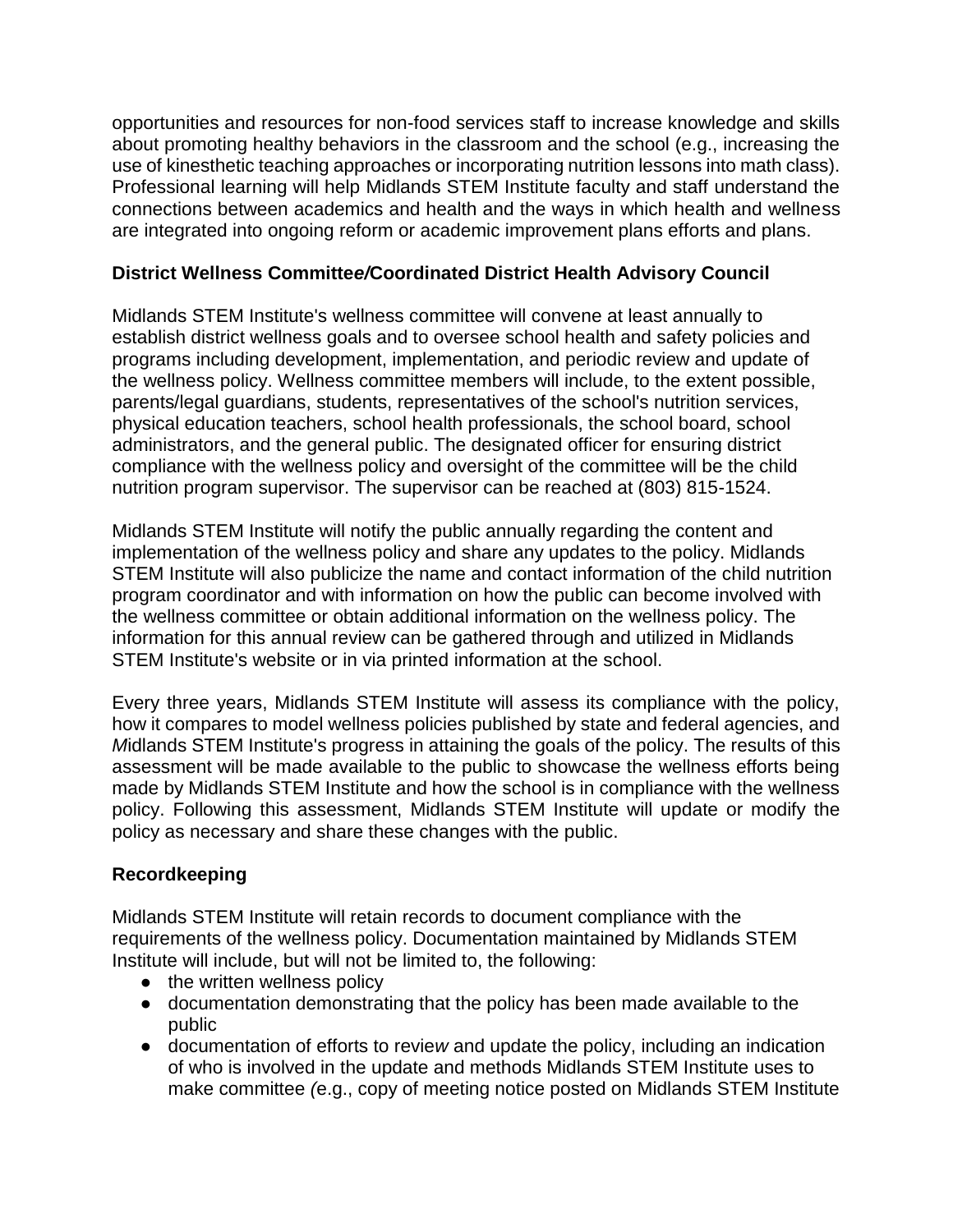opportunities and resources for non-food services staff to increase knowledge and skills about promoting healthy behaviors in the classroom and the school (e.g., increasing the use of kinesthetic teaching approaches or incorporating nutrition lessons into math class). Professional learning will help Midlands STEM Institute faculty and staff understand the connections between academics and health and the ways in which health and wellness are integrated into ongoing reform or academic improvement plans efforts and plans.

**District Wellness Committee/Coordinated District Health Advisory Council**

Midlands STEM Institute's wellness committee will convene at least annually to establish district wellness goals and to oversee school health and safety policies and programs including development, implementation, and periodic review and update of the wellness policy. Wellness committee members will include, to the extent possible, parents/legal guardians, students, representatives of the school's nutrition services, physical education teachers, school health professionals, the school board, school administrators, and the general public. The designated officer for ensuring district compliance with the wellness policy and oversight of the committee will be the child nutrition program supervisor. The supervisor can be reached at (803) 815-1524.

Midlands STEM Institute will notify the public annually regarding the content and implementation of the wellness policy and share any updates to the policy. Midlands STEM Institute will also publicize the name and contact information of the child nutrition program coordinator and with information on how the public can become involved with the wellness committee or obtain additional information on the wellness policy. The information for this annual review can be gathered through and utilized in Midlands STEM Institute's website or in via printed information at the school.

Every three years, Midlands STEM Institute will assess its compliance with the policy, how it compares to model wellness policies published by state and federal agencies, and Midlands STEM Institute's progress in attaining the goals of the policy. The results of this assessment will be made available to the public to showcase the wellness efforts being made by Midlands STEM Institute and how the school is in compliance with the wellness policy. Following this assessment, Midlands STEM Institute will update or modify the policy as necessary and share these changes with the public.

**Recordkeeping**

Midlands STEM Institute will retain records to document compliance with the requirements of the wellness policy. Documentation maintained by Midlands STEM Institute will include, but will not be limited to, the following:

- the written wellness policy
- documentation demonstrating that the policy has been made available to the public
- documentation of efforts to review and update the policy, including an indication of who is involved in the update and methods Midlands STEM Institute uses to make committee (e.g., copy of meeting notice posted on Midlands STEM Institute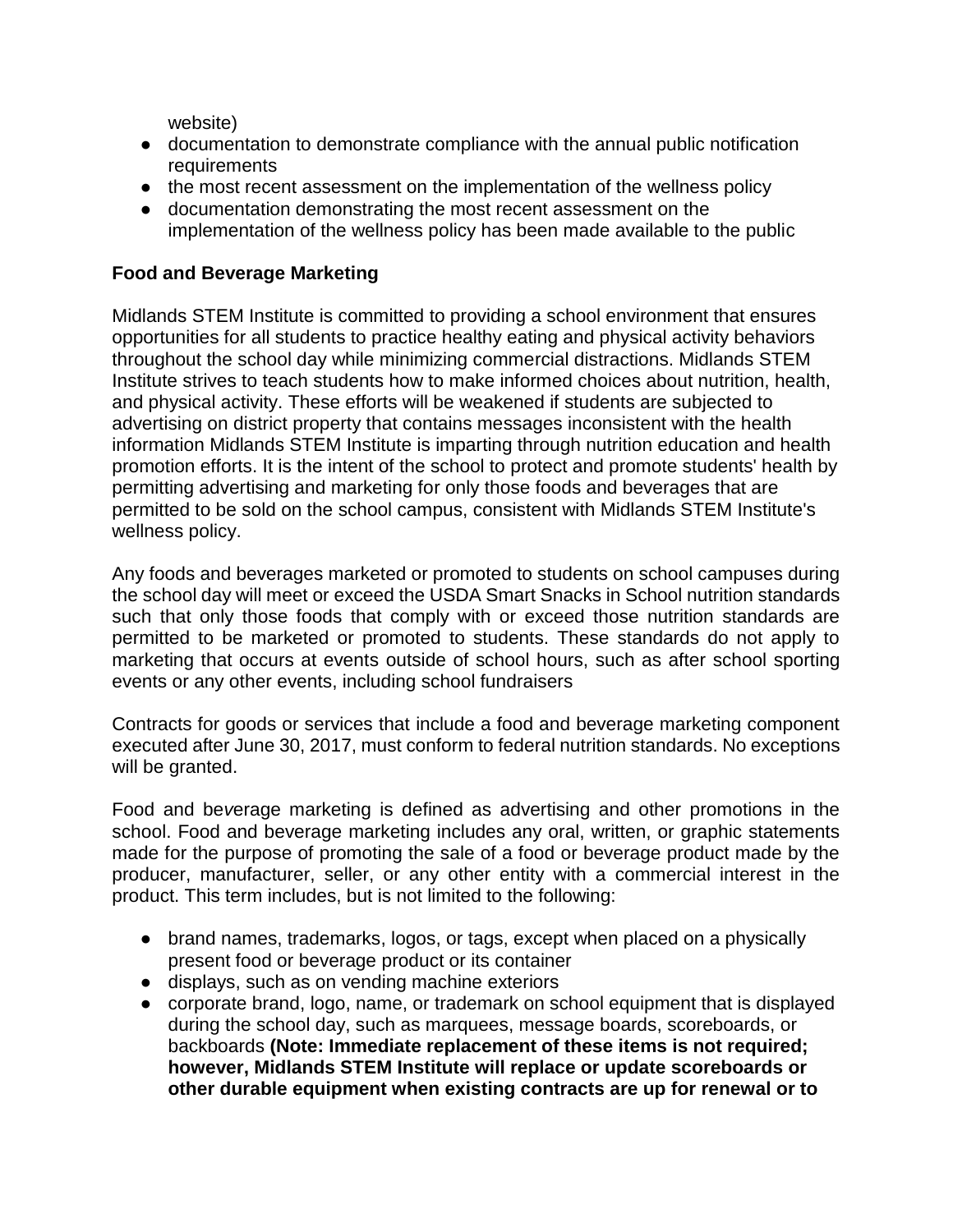website)
- documentation to demonstrate compliance with the annual public notification requirements
- the most recent assessment on the implementation of the wellness policy
- documentation demonstrating the most recent assessment on the implementation of the wellness policy has been made available to the public

**Food and Beverage Marketing**

Midlands STEM Institute is committed to providing a school environment that ensures opportunities for all students to practice healthy eating and physical activity behaviors throughout the school day while minimizing commercial distractions. Midlands STEM Institute strives to teach students how to make informed choices about nutrition, health, and physical activity. These efforts will be weakened if students are subjected to advertising on district property that contains messages inconsistent with the health information Midlands STEM Institute is imparting through nutrition education and health promotion efforts. It is the intent of the school to protect and promote students' health by permitting advertising and marketing for only those foods and beverages that are permitted to be sold on the school campus, consistent with Midlands STEM Institute's wellness policy.

Any foods and beverages marketed or promoted to students on school campuses during the school day will meet or exceed the USDA Smart Snacks in School nutrition standards such that only those foods that comply with or exceed those nutrition standards are permitted to be marketed or promoted to students. These standards do not apply to marketing that occurs at events outside of school hours, such as after school sporting events or any other events, including school fundraisers

Contracts for goods or services that include a food and beverage marketing component executed after June 30, 2017, must conform to federal nutrition standards. No exceptions will be granted.

Food and beverage marketing is defined as advertising and other promotions in the school. Food and beverage marketing includes any oral, written, or graphic statements made for the purpose of promoting the sale of a food or beverage product made by the producer, manufacturer, seller, or any other entity with a commercial interest in the product. This term includes, but is not limited to the following:

- brand names, trademarks, logos, or tags, except when placed on a physically present food or beverage product or its container
- displays, such as on vending machine exteriors
- corporate brand, logo, name, or trademark on school equipment that is displayed during the school day, such as marquees, message boards, scoreboards, or backboards **(Note: Immediate replacement of these items is not required; however, Midlands STEM Institute will replace or update scoreboards or other durable equipment when existing contracts are up for renewal or to**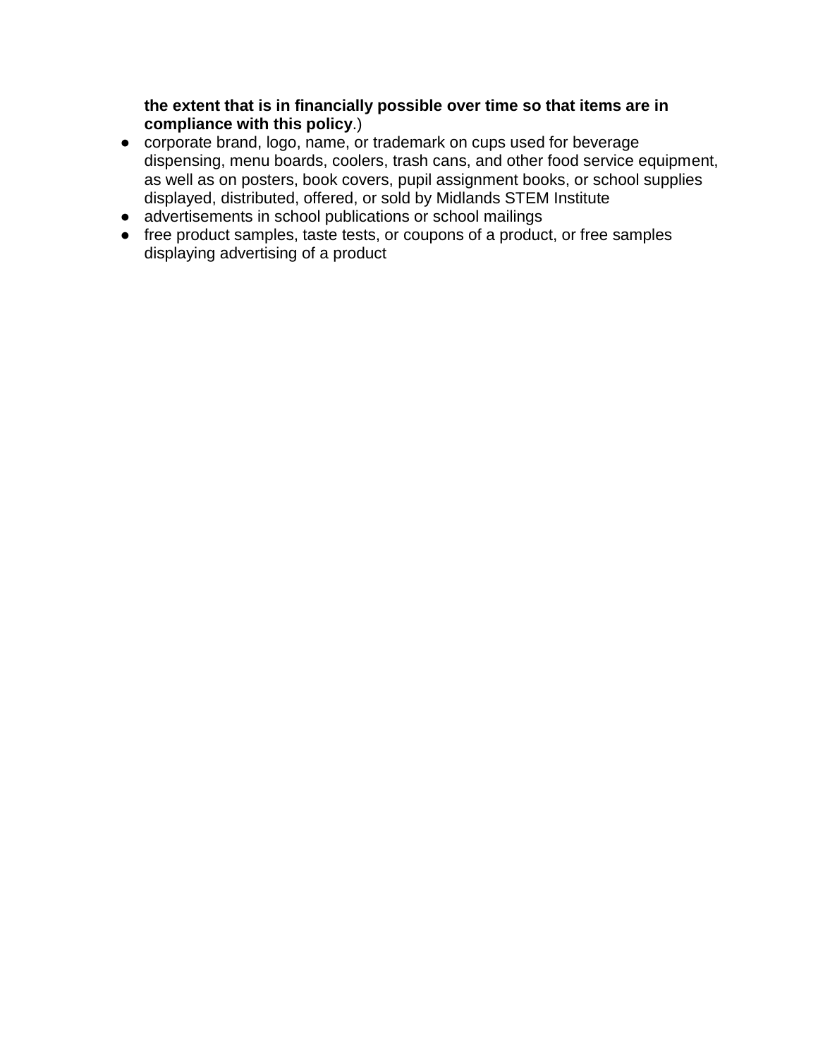**the extent that is in financially possible over time so that items are in compliance with this policy**.)

- corporate brand, logo, name, or trademark on cups used for beverage dispensing, menu boards, coolers, trash cans, and other food service equipment, as well as on posters, book covers, pupil assignment books, or school supplies displayed, distributed, offered, or sold by Midlands STEM Institute
- advertisements in school publications or school mailings
- free product samples, taste tests, or coupons of a product, or free samples displaying advertising of a product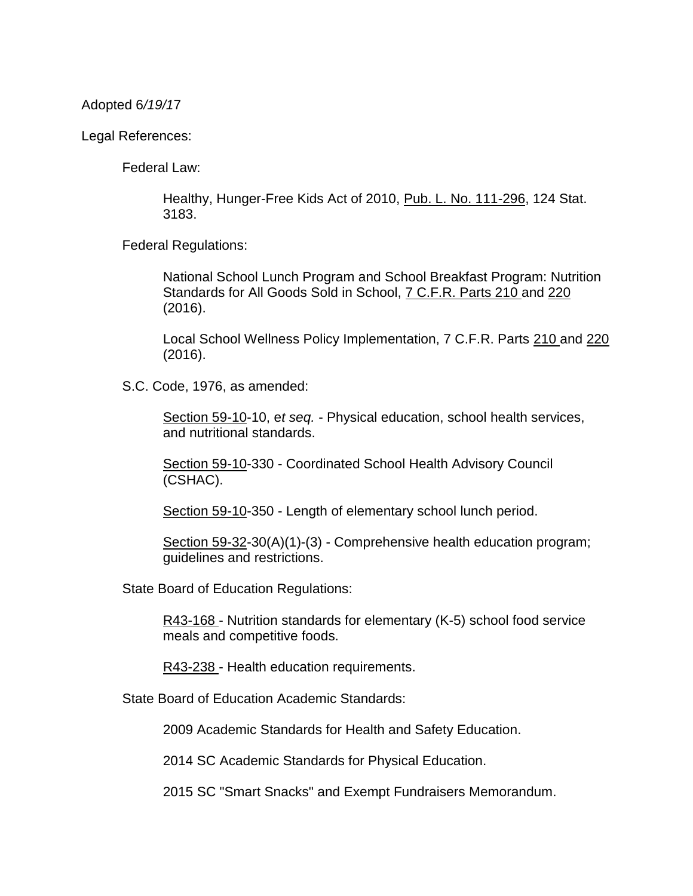Adopted 6/19/17

Legal References:

Federal Law:

Healthy, Hunger-Free Kids Act of 2010, Pub. L. No. 111-296, 124 Stat. 3183.

Federal Regulations:

National School Lunch Program and School Breakfast Program: Nutrition Standards for All Goods Sold in School, 7 C.F.R. Parts 210 and 220 (2016).

Local School Wellness Policy Implementation, 7 C.F.R. Parts 210 and 220 (2016).

S.C. Code, 1976, as amended:

Section 59-10-10, *et seq.* - Physical education, school health services, and nutritional standards.

Section 59-10-330 - Coordinated School Health Advisory Council (CSHAC).

Section 59-10-350 - Length of elementary school lunch period.

Section 59-32-30(A)(1)-(3) - Comprehensive health education program; guidelines and restrictions.

State Board of Education Regulations:

R43-168 - Nutrition standards for elementary (K-5) school food service meals and competitive foods.

R43-238 - Health education requirements.

State Board of Education Academic Standards:

2009 Academic Standards for Health and Safety Education.

2014 SC Academic Standards for Physical Education.

2015 SC "Smart Snacks" and Exempt Fundraisers Memorandum.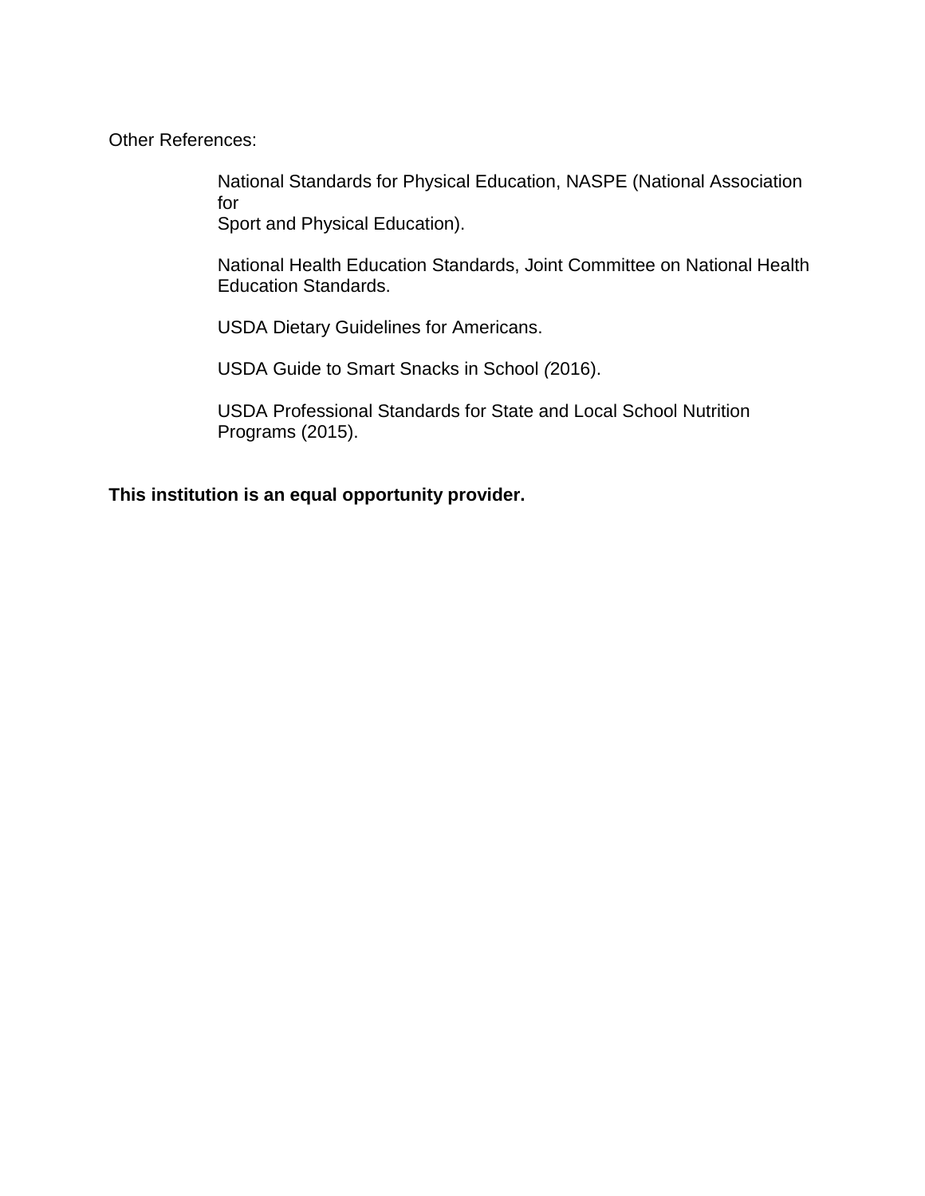Other References:

National Standards for Physical Education, NASPE (National Association for Sport and Physical Education).

National Health Education Standards, Joint Committee on National Health Education Standards.

USDA Dietary Guidelines for Americans.

USDA Guide to Smart Snacks in School *(*2016).

USDA Professional Standards for State and Local School Nutrition Programs (2015).

**This institution is an equal opportunity provider.**